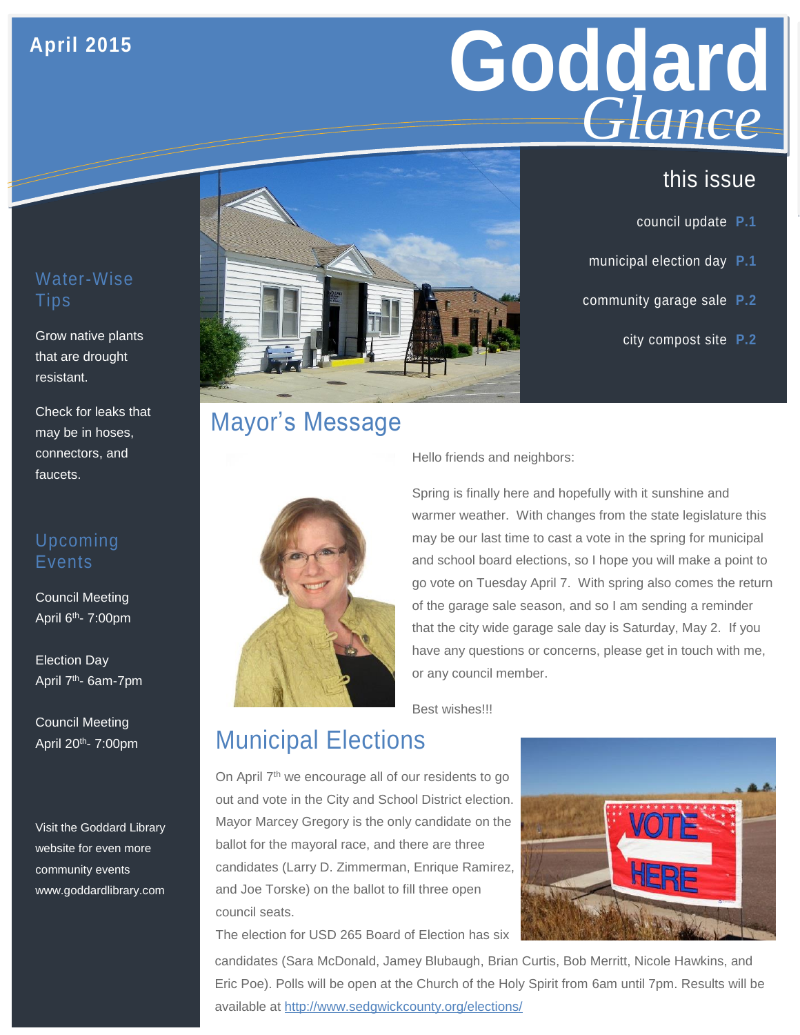April 2015

# Goddard *Glance*

## this issue

council update P.1

municipal election day P.1

community garage sale P.2

city compost site P.2

## Water-Wise Tips

Grow native plants that are drought resistant.

Check for leaks that may be in hoses, connectors, and faucets.

## Upcoming Events

Council Meeting
April 6th- 7:00pm

Election Day
April 7th- 6am-7pm

Council Meeting
April 20th- 7:00pm

Visit the Goddard Library website for even more community events www.goddardlibrary.com

## Mayor's Message

Hello friends and neighbors:

Spring is finally here and hopefully with it sunshine and warmer weather. With changes from the state legislature this may be our last time to cast a vote in the spring for municipal and school board elections, so I hope you will make a point to go vote on Tuesday April 7. With spring also comes the return of the garage sale season, and so I am sending a reminder that the city wide garage sale day is Saturday, May 2. If you have any questions or concerns, please get in touch with me, or any council member.

Best wishes!!!

## Municipal Elections

On April 7th we encourage all of our residents to go out and vote in the City and School District election. Mayor Marcey Gregory is the only candidate on the ballot for the mayoral race, and there are three candidates (Larry D. Zimmerman, Enrique Ramirez, and Joe Torske) on the ballot to fill three open council seats.

The election for USD 265 Board of Election has six candidates (Sara McDonald, Jamey Blubaugh, Brian Curtis, Bob Merritt, Nicole Hawkins, and Eric Poe). Polls will be open at the Church of the Holy Spirit from 6am until 7pm. Results will be available at http://www.sedgwickcounty.org/elections/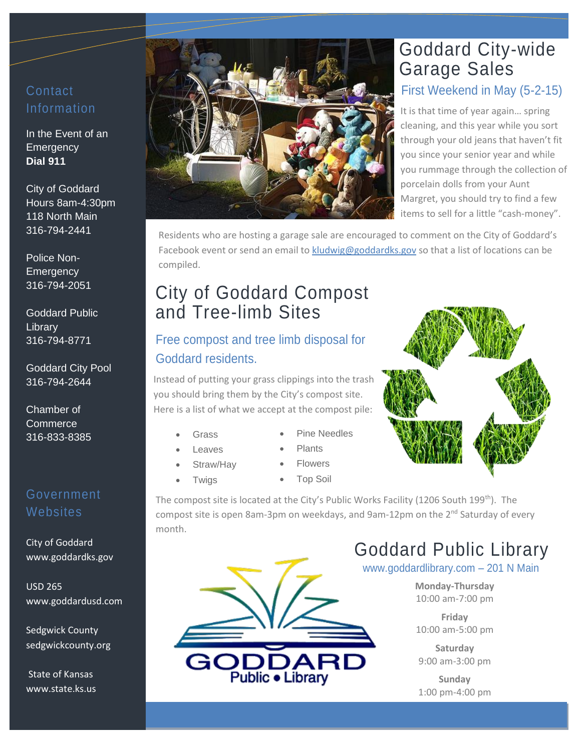## Contact Information

In the Event of an Emergency
**Dial 911**

City of Goddard
Hours 8am-4:30pm
118 North Main
316-794-2441

Police Non-Emergency
316-794-2051

Goddard Public Library
316-794-8771

Goddard City Pool
316-794-2644

Chamber of Commerce
316-833-8385

## Government Websites

City of Goddard
www.goddardks.gov

USD 265
www.goddardusd.com

Sedgwick County
sedgwickcounty.org

State of Kansas
www.state.ks.us

# Goddard City-wide Garage Sales

### First Weekend in May (5-2-15)

It is that time of year again… spring cleaning, and this year while you sort through your old jeans that haven't fit you since your senior year and while you rummage through the collection of porcelain dolls from your Aunt Margret, you should try to find a few items to sell for a little "cash-money".

Residents who are hosting a garage sale are encouraged to comment on the City of Goddard's Facebook event or send an email to kludwig@goddardks.gov so that a list of locations can be compiled.

# City of Goddard Compost and Tree-limb Sites

### Free compost and tree limb disposal for Goddard residents.

Instead of putting your grass clippings into the trash you should bring them by the City's compost site. Here is a list of what we accept at the compost pile:

- Grass
- Leaves
- Straw/Hay
- Twigs
- Pine Needles
- Plants
- Flowers
- Top Soil

The compost site is located at the City's Public Works Facility (1206 South 199th). The compost site is open 8am-3pm on weekdays, and 9am-12pm on the 2nd Saturday of every month.

# Goddard Public Library

### www.goddardlibrary.com – 201 N Main

**Monday-Thursday**
10:00 am-7:00 pm

**Friday**
10:00 am-5:00 pm

**Saturday**
9:00 am-3:00 pm

**Sunday**
1:00 pm-4:00 pm